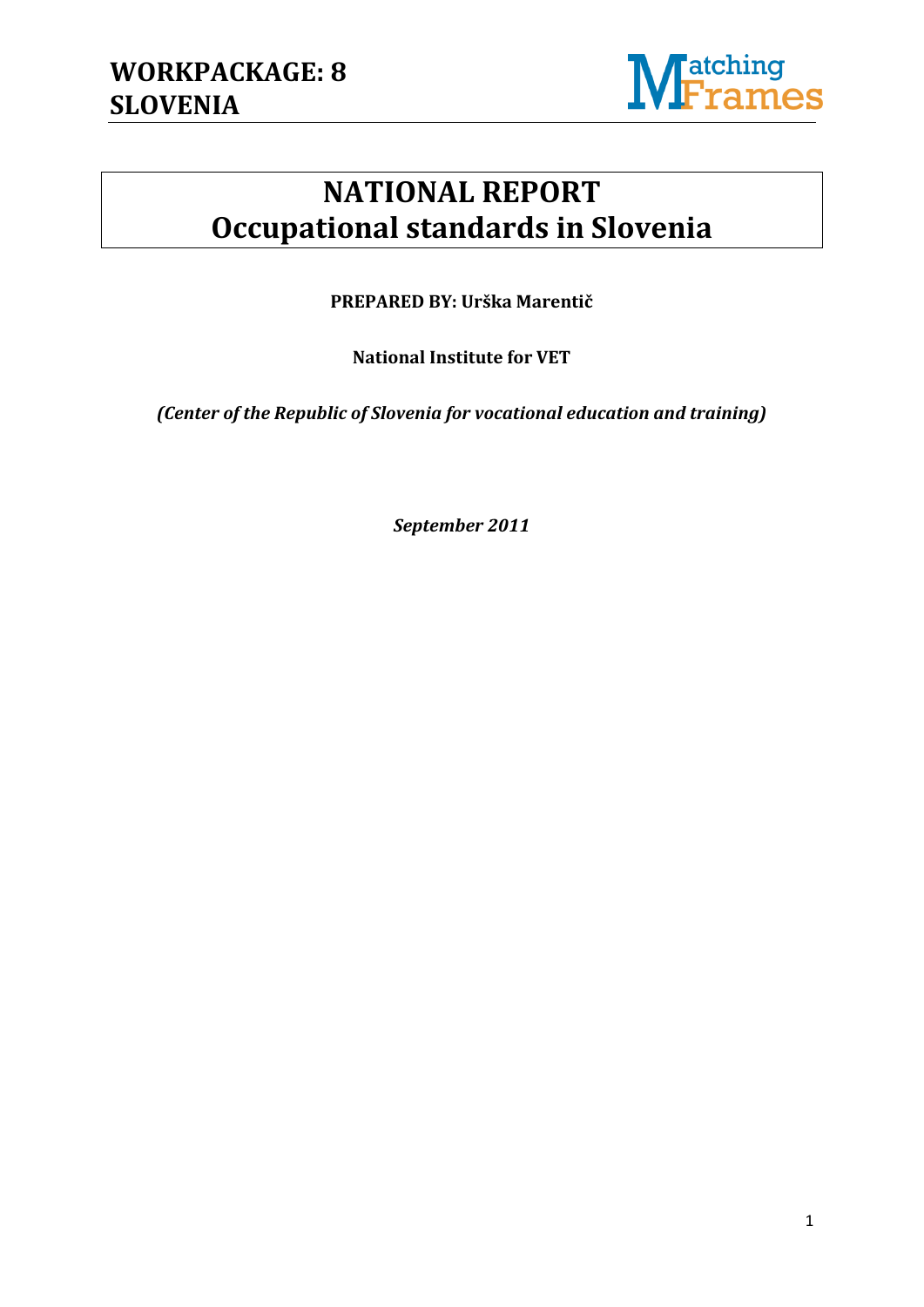**WORKPACKAGE: 8**
**SLOVENIA**

# NATIONAL REPORT
# Occupational standards in Slovenia

**PREPARED BY: Urška Marentič**

**National Institute for VET**

***(Center of the Republic of Slovenia for vocational education and training)***

***September 2011***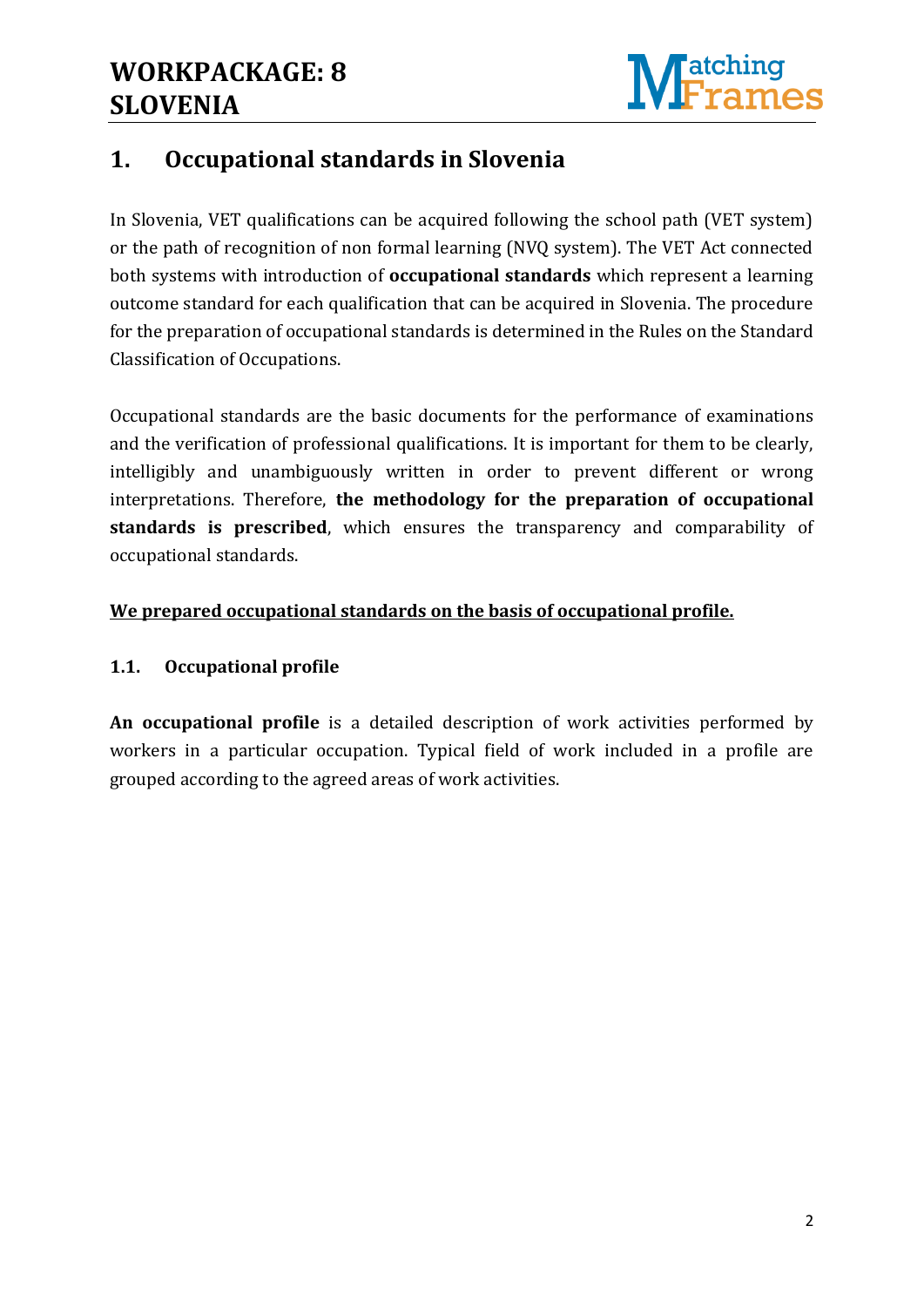# 1. Occupational standards in Slovenia

In Slovenia, VET qualifications can be acquired following the school path (VET system) or the path of recognition of non formal learning (NVQ system). The VET Act connected both systems with introduction of **occupational standards** which represent a learning outcome standard for each qualification that can be acquired in Slovenia. The procedure for the preparation of occupational standards is determined in the Rules on the Standard Classification of Occupations.

Occupational standards are the basic documents for the performance of examinations and the verification of professional qualifications. It is important for them to be clearly, intelligibly and unambiguously written in order to prevent different or wrong interpretations. Therefore, **the methodology for the preparation of occupational standards is prescribed**, which ensures the transparency and comparability of occupational standards.

<u>**We prepared occupational standards on the basis of occupational profile.**</u>

## 1.1. Occupational profile

**An occupational profile** is a detailed description of work activities performed by workers in a particular occupation. Typical field of work included in a profile are grouped according to the agreed areas of work activities.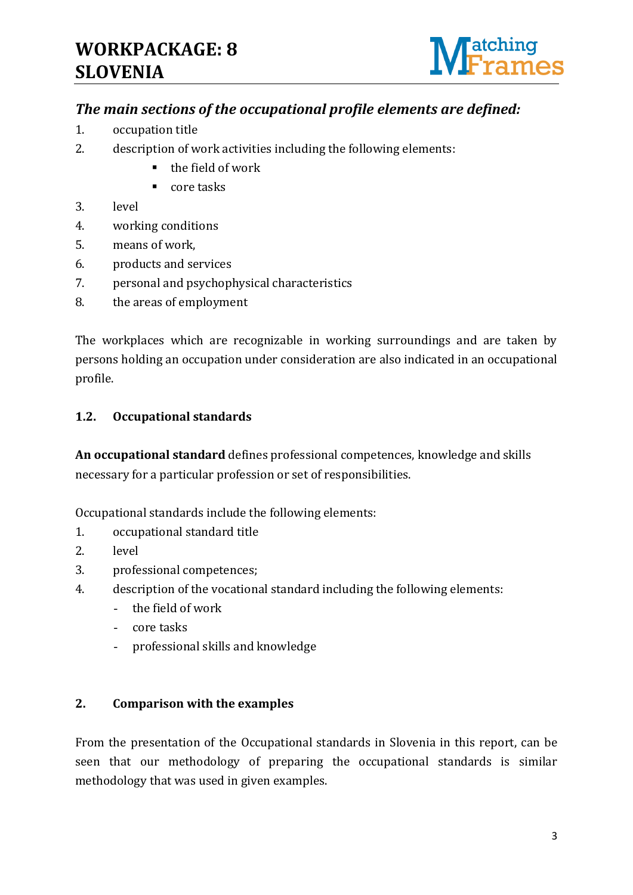***The main sections of the occupational profile elements are defined:***

1. occupation title
2. description of work activities including the following elements:
    - the field of work
    - core tasks
3. level
4. working conditions
5. means of work,
6. products and services
7. personal and psychophysical characteristics
8. the areas of employment

The workplaces which are recognizable in working surroundings and are taken by persons holding an occupation under consideration are also indicated in an occupational profile.

### 1.2. Occupational standards

**An occupational standard** defines professional competences, knowledge and skills necessary for a particular profession or set of responsibilities.

Occupational standards include the following elements:

1. occupational standard title
2. level
3. professional competences;
4. description of the vocational standard including the following elements:
    - the field of work
    - core tasks
    - professional skills and knowledge

## 2. Comparison with the examples

From the presentation of the Occupational standards in Slovenia in this report, can be seen that our methodology of preparing the occupational standards is similar methodology that was used in given examples.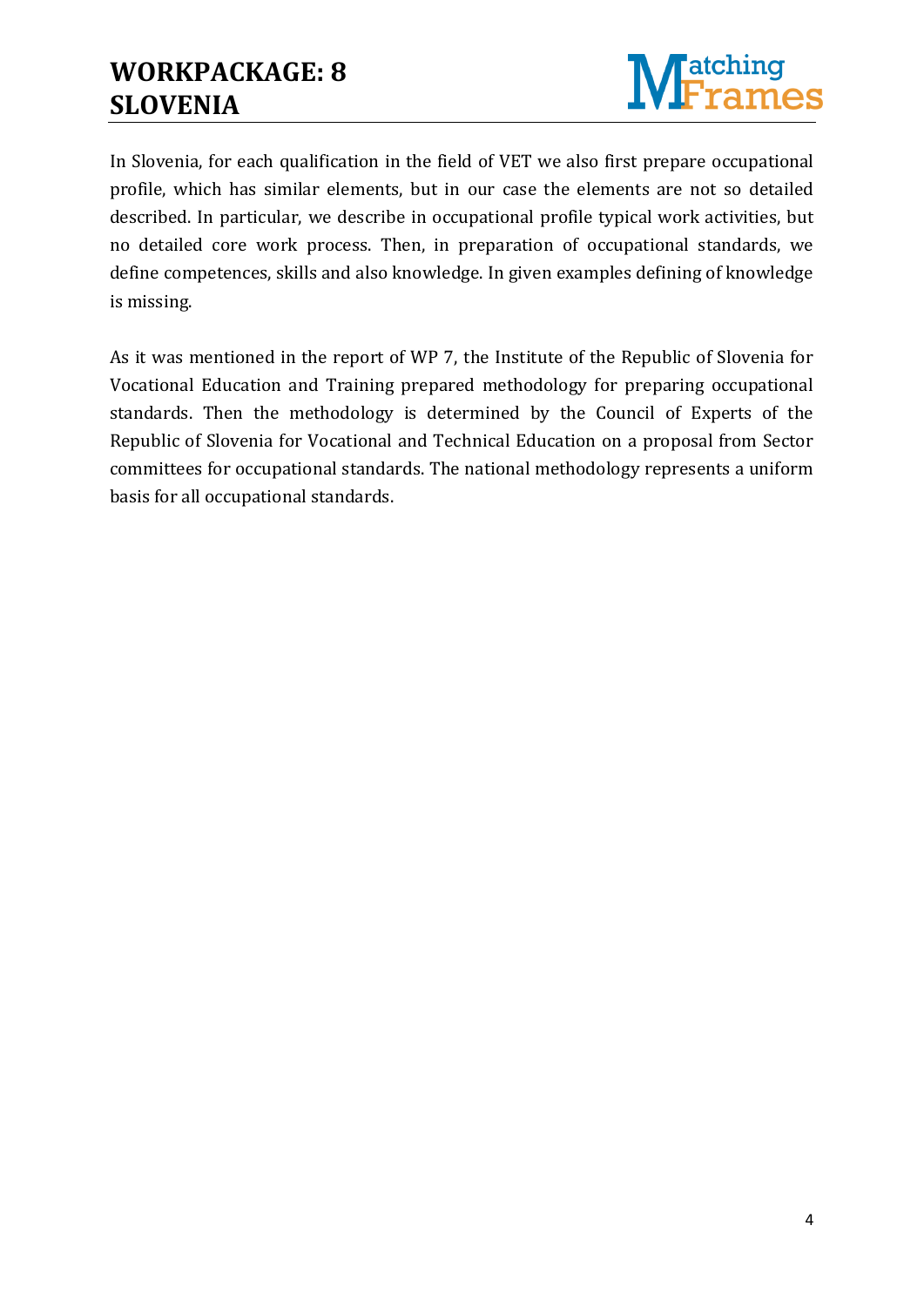In Slovenia, for each qualification in the field of VET we also first prepare occupational profile, which has similar elements, but in our case the elements are not so detailed described. In particular, we describe in occupational profile typical work activities, but no detailed core work process. Then, in preparation of occupational standards, we define competences, skills and also knowledge. In given examples defining of knowledge is missing.

As it was mentioned in the report of WP 7, the Institute of the Republic of Slovenia for Vocational Education and Training prepared methodology for preparing occupational standards. Then the methodology is determined by the Council of Experts of the Republic of Slovenia for Vocational and Technical Education on a proposal from Sector committees for occupational standards. The national methodology represents a uniform basis for all occupational standards.